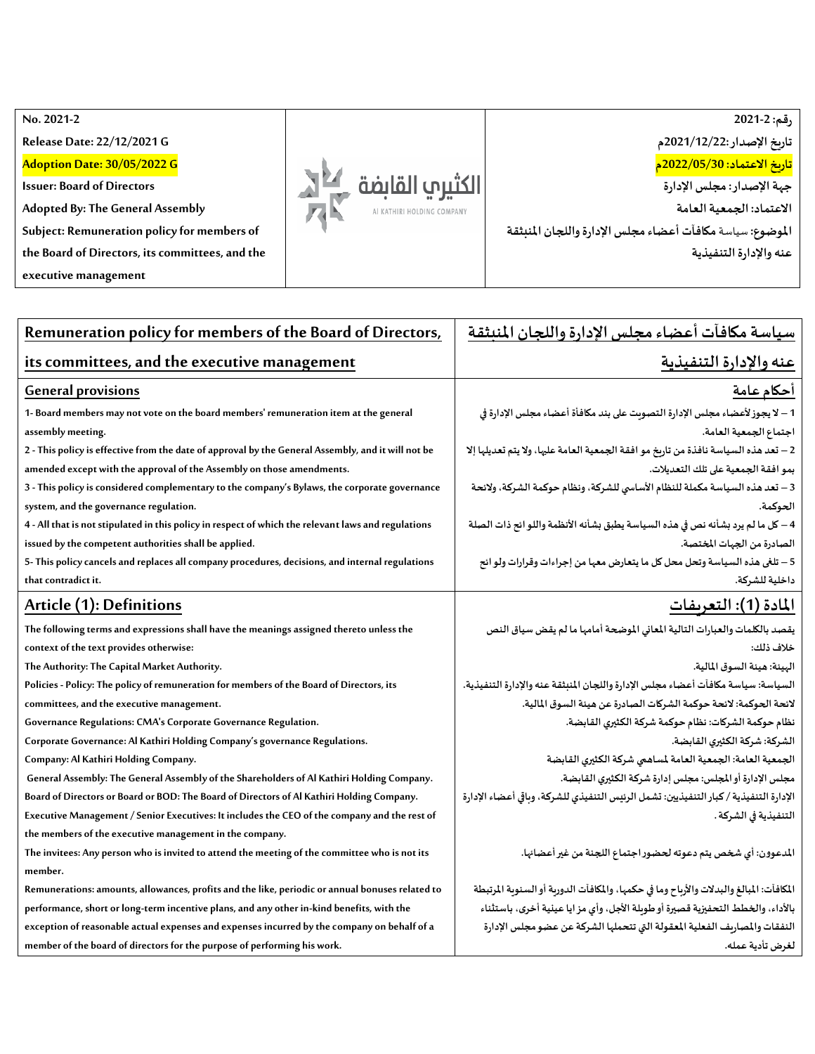| No. 2021-2<br>Release Date: 22/12/2021 G<br>Adoption Date: 30/05/2022 G<br>Issuer: Board of Directors<br>Adopted By: The General Assembly<br>Subject: Remuneration policy for members of the Board of Directors, its committees, and the executive management | الكثيري القابضة<br>Al KATHIRI HOLDING COMPANY | رقم: 2-2021<br>تاريخ الإصدار :2021/12/22م<br>تاريخ الاعتماد: 2022/05/30م<br>جهة الإصدار: مجلس الإدارة<br>الاعتماد: الجمعية العامة<br>الموضوع: سياسة مكافآت أعضاء مجلس الإدارة واللجان المنبثقة عنه والإدارة التنفيذية |
|---|---|---|

| Remuneration policy for members of the Board of Directors, its committees, and the executive management | سياسة مكافآت أعضاء مجلس الإدارة واللجان المنبثقة عنه والإدارة التنفيذية |
|---|---|
| **General provisions** | **أحكام عامة** |
| 1- Board members may not vote on the board members' remuneration item at the general assembly meeting.<br>2 - This policy is effective from the date of approval by the General Assembly, and it will not be amended except with the approval of the Assembly on those amendments.<br>3 - This policy is considered complementary to the company's Bylaws, the corporate governance system, and the governance regulation.<br>4 - All that is not stipulated in this policy in respect of which the relevant laws and regulations issued by the competent authorities shall be applied.<br>5- This policy cancels and replaces all company procedures, decisions, and internal regulations that contradict it. | 1 – لا يجوز لأعضاء مجلس الإدارة التصويت على بند مكافأة أعضاء مجلس الإدارة في اجتماع الجمعية العامة.<br>2 – تعد هذه السياسة نافذة من تاريخ موافقة الجمعية العامة عليها، ولا يتم تعديلها إلا بموافقة الجمعية على تلك التعديلات.<br>3 – تعد هذه السياسة مكملة للنظام الأساسي للشركة، ونظام حوكمة الشركة، ولائحة الحوكمة.<br>4 – كل ما لم يرد بشأنه نص في هذه السياسة يطبق بشأنه الأنظمة واللوائح ذات الصلة الصادرة من الجهات المختصة.<br>5 – تلغى هذه السياسة وتحل محل كل ما يتعارض معها من إجراءات وقرارات ولوائح داخلية للشركة. |
| **Article (1): Definitions** | **المادة (1): التعريفات** |
| The following terms and expressions shall have the meanings assigned thereto unless the context of the text provides otherwise:<br>The Authority: The Capital Market Authority.<br>Policies - Policy: The policy of remuneration for members of the Board of Directors, its committees, and the executive management.<br>Governance Regulations: CMA's Corporate Governance Regulation.<br>Corporate Governance: Al Kathiri Holding Company's governance Regulations.<br>Company: Al Kathiri Holding Company.<br>General Assembly: The General Assembly of the Shareholders of Al Kathiri Holding Company.<br>Board of Directors or Board or BOD: The Board of Directors of Al Kathiri Holding Company.<br>Executive Management / Senior Executives: It includes the CEO of the company and the rest of the members of the executive management in the company.<br>The invitees: Any person who is invited to attend the meeting of the committee who is not its member.<br>Remunerations: amounts, allowances, profits and the like, periodic or annual bonuses related to performance, short or long-term incentive plans, and any other in-kind benefits, with the exception of reasonable actual expenses and expenses incurred by the company on behalf of a member of the board of directors for the purpose of performing his work. | يقصد بالكلمات والعبارات التالية المعاني الموضحة أمامها ما لم يقض سياق النص خلاف ذلك:<br>الهيئة: هيئة السوق المالية.<br>السياسة: سياسة مكافآت أعضاء مجلس الإدارة واللجان المنبثقة عنه والإدارة التنفيذية.<br>لائحة الحوكمة: لائحة حوكمة الشركات الصادرة عن هيئة السوق المالية.<br>نظام حوكمة الشركات: نظام حوكمة شركة الكثيري القابضة.<br>الشركة: شركة الكثيري القابضة.<br>الجمعية العامة: الجمعية العامة لمساهمي شركة الكثيري القابضة<br>مجلس الإدارة أو المجلس: مجلس إدارة شركة الكثيري القابضة.<br>الإدارة التنفيذية / كبار التنفيذيين: تشمل الرئيس التنفيذي للشركة، وباقي أعضاء الإدارة التنفيذية في الشركة.<br>المدعوون: أي شخص يتم دعوته لحضور اجتماع اللجنة من غير أعضائها.<br>المكافآت: المبالغ والبدلات والأرباح وما في حكمها، والمكافآت الدورية أو السنوية المرتبطة بالأداء، والخطط التحفيزية قصيرة أو طويلة الأجل، وأي مزايا عينية أخرى، باستثناء النفقات والمصاريف الفعلية المعقولة التي تتحملها الشركة عن عضو مجلس الإدارة لغرض تأدية عمله. |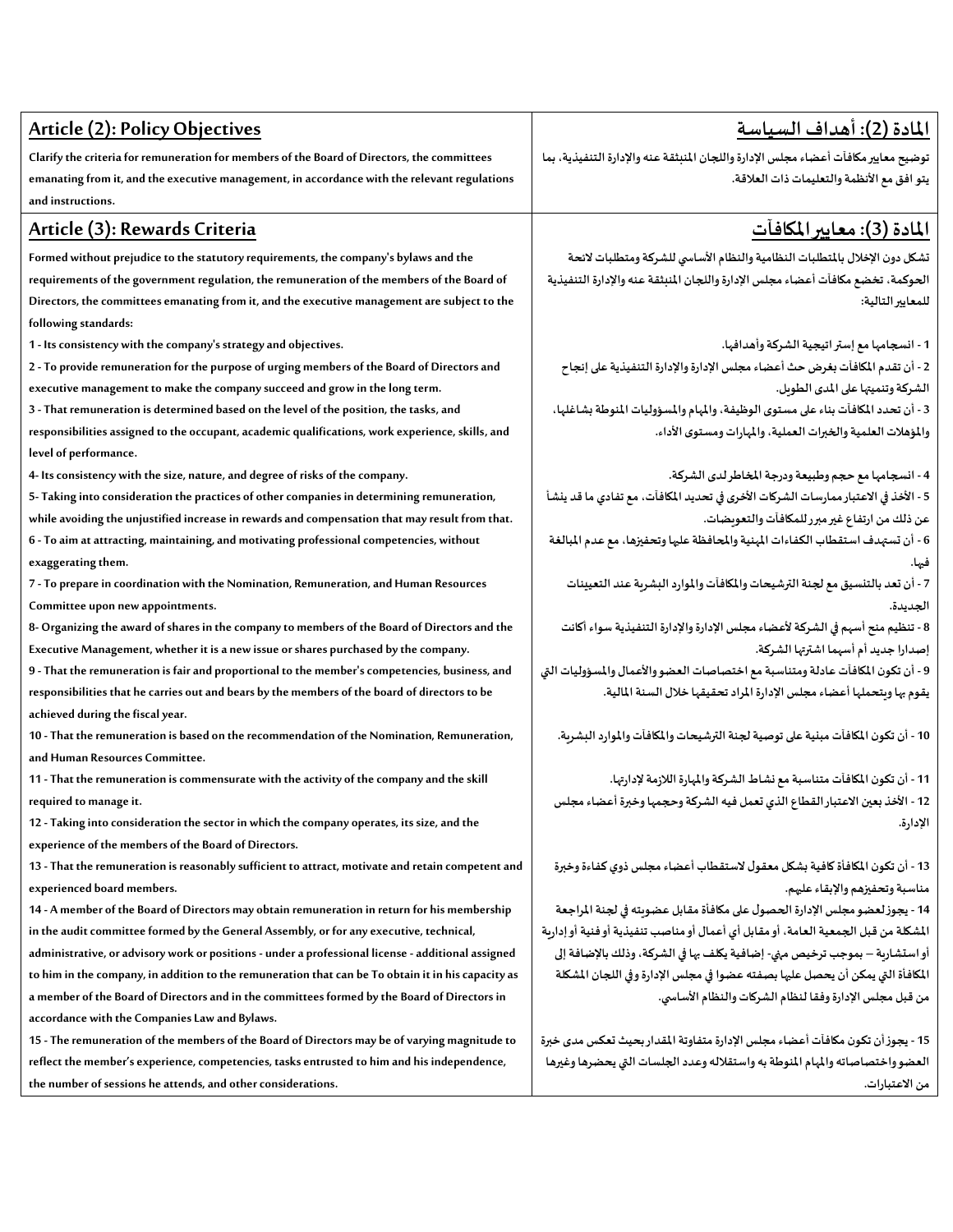| Article (2): Policy Objectives | المادة (2): أهداف السياسة |
|---|---|
| Clarify the criteria for remuneration for members of the Board of Directors, the committees emanating from it, and the executive management, in accordance with the relevant regulations and instructions. | توضيح معايير مكافآت أعضاء مجلس الإدارة واللجان المنبثقة عنه والإدارة التنفيذية، بما يتوافق مع الأنظمة والتعليمات ذات العلاقة. |
| **Article (3): Rewards Criteria** | **المادة (3): معايير المكافآت** |
| Formed without prejudice to the statutory requirements, the company's bylaws and the requirements of the government regulation, the remuneration of the members of the Board of Directors, the committees emanating from it, and the executive management are subject to the following standards: | تشكل دون الإخلال بالمتطلبات النظامية والنظام الأساسي للشركة ومتطلبات لائحة الحوكمة، تخضع مكافآت أعضاء مجلس الإدارة واللجان المنبثقة عنه والإدارة التنفيذية للمعايير التالية: |
| 1 - Its consistency with the company's strategy and objectives. | 1 - انسجامها مع إستراتيجية الشركة وأهدافها. |
| 2 - To provide remuneration for the purpose of urging members of the Board of Directors and executive management to make the company succeed and grow in the long term. | 2 - أن تقدم المكافآت بغرض حث أعضاء مجلس الإدارة والإدارة التنفيذية على إنجاح الشركة وتنميتها على المدى الطويل. |
| 3 - That remuneration is determined based on the level of the position, the tasks, and responsibilities assigned to the occupant, academic qualifications, work experience, skills, and level of performance. | 3 - أن تحدد المكافآت بناء على مستوى الوظيفة، والمهام والمسؤوليات المنوطة بشاغلها، والمؤهلات العلمية والخبرات العملية، والمهارات ومستوى الأداء. |
| 4- Its consistency with the size, nature, and degree of risks of the company. | 4 - انسجامها مع حجم وطبيعة ودرجة المخاطر لدى الشركة. |
| 5- Taking into consideration the practices of other companies in determining remuneration, while avoiding the unjustified increase in rewards and compensation that may result from that. | 5 - الأخذ في الاعتبار ممارسات الشركات الأخرى في تحديد المكافآت، مع تفادي ما قد ينشأ عن ذلك من ارتفاع غير مبرر للمكافآت والتعويضات. |
| 6 - To aim at attracting, maintaining, and motivating professional competencies, without exaggerating them. | 6 - أن تستهدف استقطاب الكفاءات المهنية والمحافظة عليها وتحفيزها، مع عدم المبالغة فيها. |
| 7 - To prepare in coordination with the Nomination, Remuneration, and Human Resources Committee upon new appointments. | 7 - أن تعد بالتنسيق مع لجنة الترشيحات والمكافآت والموارد البشرية عند التعيينات الجديدة. |
| 8- Organizing the award of shares in the company to members of the Board of Directors and the Executive Management, whether it is a new issue or shares purchased by the company. | 8 - تنظيم منح أسهم في الشركة لأعضاء مجلس الإدارة والإدارة التنفيذية سواء أكانت إصدارا جديد أم أسهما اشترتها الشركة. |
| 9 - That the remuneration is fair and proportional to the member's competencies, business, and responsibilities that he carries out and bears by the members of the board of directors to be achieved during the fiscal year. | 9 - أن تكون المكافآت عادلة ومتناسبة مع اختصاصات العضو والأعمال والمسؤوليات التي يقوم بها ويتحملها أعضاء مجلس الإدارة المراد تحقيقها خلال السنة المالية. |
| 10 - That the remuneration is based on the recommendation of the Nomination, Remuneration, and Human Resources Committee. | 10 - أن تكون المكافآت مبنية على توصية لجنة الترشيحات والمكافآت والموارد البشرية. |
| 11 - That the remuneration is commensurate with the activity of the company and the skill required to manage it. | 11 - أن تكون المكافآت متناسبة مع نشاط الشركة والمهارة اللازمة لإدارتها. |
| 12 - Taking into consideration the sector in which the company operates, its size, and the experience of the members of the Board of Directors. | 12 - الأخذ بعين الاعتبار القطاع الذي تعمل فيه الشركة وحجمها وخبرة أعضاء مجلس الإدارة. |
| 13 - That the remuneration is reasonably sufficient to attract, motivate and retain competent and experienced board members. | 13 - أن تكون المكافأة كافية بشكل معقول لاستقطاب أعضاء مجلس ذوي كفاءة وخبرة مناسبة وتحفيزهم والإبقاء عليهم. |
| 14 - A member of the Board of Directors may obtain remuneration in return for his membership in the audit committee formed by the General Assembly, or for any executive, technical, administrative, or advisory work or positions - under a professional license - additional assigned to him in the company, in addition to the remuneration that can be To obtain it in his capacity as a member of the Board of Directors and in the committees formed by the Board of Directors in accordance with the Companies Law and Bylaws. | 14 - يجوز لعضو مجلس الإدارة الحصول على مكافأة مقابل عضويته في لجنة المراجعة المشكلة من قبل الجمعية العامة، أو مقابل أي أعمال أو مناصب تنفيذية أو فنية أو إدارية أو استشارية – بموجب ترخيص مهني- إضافية يكلف بها في الشركة، وذلك بالإضافة إلى المكافأة التي يمكن أن يحصل عليها بصفته عضوا في مجلس الإدارة وفي اللجان المشكلة من قبل مجلس الإدارة وفقا لنظام الشركات والنظام الأساسي. |
| 15 - The remuneration of the members of the Board of Directors may be of varying magnitude to reflect the member's experience, competencies, tasks entrusted to him and his independence, the number of sessions he attends, and other considerations. | 15 - يجوز أن تكون مكافآت أعضاء مجلس الادارة متفاوتة المقدار بحيث تعكس مدى خبرة العضو واختصاصاته والمهام المنوطة به واستقلاله وعدد الجلسات التي يحضرها وغيرها من الاعتبارات. |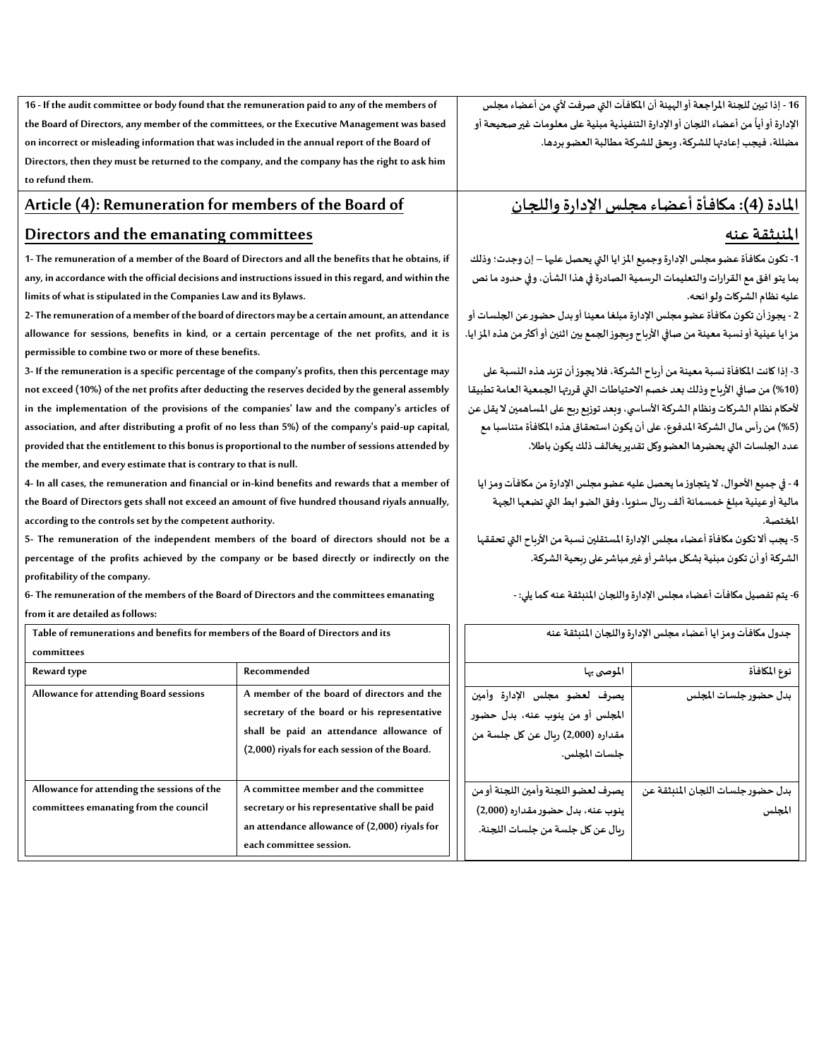16 - If the audit committee or body found that the remuneration paid to any of the members of the Board of Directors, any member of the committees, or the Executive Management was based on incorrect or misleading information that was included in the annual report of the Board of Directors, then they must be returned to the company, and the company has the right to ask him to refund them.

16 - إذا تبين للجنة المراجعة أو الهيئة أن المكافآت التي صرفت لأي من أعضاء مجلس الإدارة أو أياً من أعضاء اللجان أو الإدارة التنفيذية مبنية على معلومات غير صحيحة أو مضللة، فيجب إعادتها للشركة، ويحق للشركة مطالبة العضو بردها.

## Article (4): Remuneration for members of the Board of Directors and the emanating committees

1- The remuneration of a member of the Board of Directors and all the benefits that he obtains, if any, in accordance with the official decisions and instructions issued in this regard, and within the limits of what is stipulated in the Companies Law and its Bylaws.

2- The remuneration of a member of the board of directors may be a certain amount, an attendance allowance for sessions, benefits in kind, or a certain percentage of the net profits, and it is permissible to combine two or more of these benefits.

3- If the remuneration is a specific percentage of the company's profits, then this percentage may not exceed (10%) of the net profits after deducting the reserves decided by the general assembly in the implementation of the provisions of the companies' law and the company's articles of association, and after distributing a profit of no less than 5%) of the company's paid-up capital, provided that the entitlement to this bonus is proportional to the number of sessions attended by the member, and every estimate that is contrary to that is null.

4- In all cases, the remuneration and financial or in-kind benefits and rewards that a member of the Board of Directors gets shall not exceed an amount of five hundred thousand riyals annually, according to the controls set by the competent authority.

5- The remuneration of the independent members of the board of directors should not be a percentage of the profits achieved by the company or be based directly or indirectly on the profitability of the company.

6- The remuneration of the members of the Board of Directors and the committees emanating from it are detailed as follows:

| Table of remunerations and benefits for members of the Board of Directors and its committees | |
|---|---|
| **Reward type** | **Recommended** |
| Allowance for attending Board sessions | A member of the board of directors and the secretary of the board or his representative shall be paid an attendance allowance of (2,000) riyals for each session of the Board. |
| Allowance for attending the sessions of the committees emanating from the council | A committee member and the committee secretary or his representative shall be paid an attendance allowance of (2,000) riyals for each committee session. |

## المادة (4): مكافأة أعضاء مجلس الإدارة واللجان المنبثقة عنه

1- تكون مكافأة عضو مجلس الإدارة وجميع المزايا التي يحصل عليها – إن وجدت؛ وذلك بما يتوافق مع القرارات والتعليمات الرسمية الصادرة في هذا الشأن، وفي حدود ما نص عليه نظام الشركات ولوائحه.

2 - يجوز أن تكون مكافأة عضو مجلس الإدارة مبلغا معينا أو بدل حضور عن الجلسات أو مزايا عينية أو نسبة معينة من صافي الأرباح ويجوز الجمع بين اثنين أو أكثر من هذه المزايا.

3- إذا كانت المكافأة نسبة معينة من أرباح الشركة، فلا يجوز أن تزيد هذه النسبة على (10%) من صافي الأرباح وذلك بعد خصم الاحتياطات التي قررتها الجمعية العامة تطبيقا لأحكام نظام الشركات ونظام الشركة الأساسي، وبعد توزيع ربح على المساهمين لا يقل عن (5%) من رأس مال الشركة المدفوع، على أن يكون استحقاق هذه المكافأة متناسبا مع عدد الجلسات التي يحضرها العضو وكل تقدير يخالف ذلك يكون باطلا.

4 - في جميع الأحوال، لا يتجاوز ما يحصل عليه عضو مجلس الإدارة من مكافآت ومزايا مالية أو عينية مبلغ خمسمائة ألف ريال سنويا، وفق الضوابط التي تضعها الجهة المختصة.

5- يجب ألا تكون مكافأة أعضاء مجلس الإدارة المستقلين نسبة من الأرباح التي تحققها الشركة أو أن تكون مبنية بشكل مباشر أو غير مباشر على ربحية الشركة.

6- يتم تفصيل مكافآت أعضاء مجلس الإدارة واللجان المنبثقة عنه كما يلي: -

| جدول مكافآت ومزايا أعضاء مجلس الإدارة واللجان المنبثقة عنه | |
|---|---|
| نوع المكافأة | الموصى بها |
| بدل حضور جلسات المجلس | يصرف لعضو مجلس الإدارة وأمين المجلس أو من ينوب عنه، بدل حضور مقداره (2,000) ريال عن كل جلسة من جلسات المجلس. |
| بدل حضور جلسات اللجان المنبثقة عن المجلس | يصرف لعضو اللجنة وأمين اللجنة أو من ينوب عنه، بدل حضور مقداره (2,000) ريال عن كل جلسة من جلسات اللجنة. |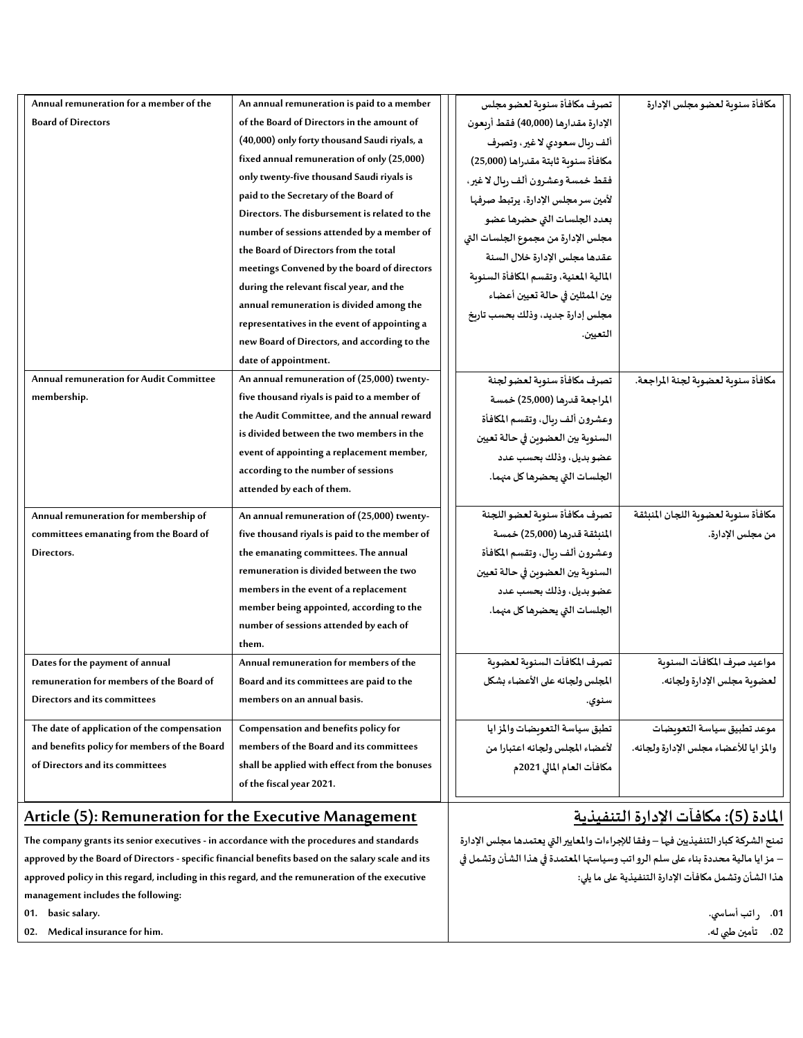| Annual remuneration for a member of the Board of Directors | An annual remuneration is paid to a member of the Board of Directors in the amount of (40,000) only forty thousand Saudi riyals, a fixed annual remuneration of only (25,000) only twenty-five thousand Saudi riyals is paid to the Secretary of the Board of Directors. The disbursement is related to the number of sessions attended by a member of the Board of Directors from the total meetings Convened by the board of directors during the relevant fiscal year, and the annual remuneration is divided among the representatives in the event of appointing a new Board of Directors, and according to the date of appointment. | تصرف مكافأة سنوية لعضو مجلس الإدارة مقدارها (40,000) فقط أربعون ألف ريال سعودي لا غير، وتصرف مكافأة سنوية ثابتة مقدارها (25,000) فقط خمسة وعشرون ألف ريال لا غير، لأمين سر مجلس الإدارة، يرتبط صرفها بعدد الجلسات التي حضرها عضو مجلس الإدارة من مجموع الجلسات التي عقدها مجلس الإدارة خلال السنة المالية المعنية، وتقسم المكافأة السنوية ين الممثلين في حالة تعيين أعضاء مجلس إدارة جديد، وذلك بحسب تاريخ التعيين. | مكافأة سنوية لعضو مجلس الإدارة |
|---|---|---|---|
| Annual remuneration for Audit Committee membership. | An annual remuneration of (25,000) twenty-five thousand riyals is paid to a member of the Audit Committee, and the annual reward is divided between the two members in the event of appointing a replacement member, according to the number of sessions attended by each of them. | تصرف مكافأة سنوية لعضو لجنة المراجعة قدرها (25,000) خمسة وعشرون ألف ريال، وتقسم المكافأة السنوية ين العضوين في حالة تعيين عضو بديل، وذلك بحسب عدد الجلسات التي يحضرها كل منهما. | مكافأة سنوية لعضوية لجنة المراجعة. |
| Annual remuneration for membership of committees emanating from the Board of Directors. | An annual remuneration of (25,000) twenty-five thousand riyals is paid to the member of the emanating committees. The annual remuneration is divided between the two members in the event of a replacement member being appointed, according to the number of sessions attended by each of them. | تصرف مكافأة سنوية لعضو اللجنة المنبثقة قدرها (25,000) خمسة وعشرون ألف ريال، وتقسم المكافأة السنوية ين العضوين في حالة تعيين عضو بديل، وذلك بحسب عدد الجلسات التي يحضرها كل منهما. | مكافأة سنوية لعضوية اللجان المنبثقة من مجلس الإدارة. |
| Dates for the payment of annual remuneration for members of the Board of Directors and its committees | Annual remuneration for members of the Board and its committees are paid to the members on an annual basis. | تصرف المكافآت السنوية لعضوية المجلس ولجانه على الأعضاء بشكل سنوي. | مواعيد صرف المكافآت السنوية لعضوية مجلس الإدارة ولجانه. |
| The date of application of the compensation and benefits policy for members of the Board of Directors and its committees | Compensation and benefits policy for members of the Board and its committees shall be applied with effect from the bonuses of the fiscal year 2021. | تطبق سياسة التعويضات والمزايا لأعضاء المجلس ولجانه اعتبارا من مكافآت العام المالي 2021م | موعد تطبيق سياسة التعويضات والمزايا للأعضاء مجلس الإدارة ولجانه. |

## Article (5): Remuneration for the Executive Management

The company grants its senior executives - in accordance with the procedures and standards approved by the Board of Directors - specific financial benefits based on the salary scale and its approved policy in this regard, including in this regard, and the remuneration of the executive management includes the following:

01. basic salary.
02. Medical insurance for him.

## المادة (5): مكافآت الإدارة التنفيذية

تمنح الشركة كبار التنفيذيين فيها – وفقا للإجراءات والمعايير التي يعتمدها مجلس الإدارة – مزايا مالية محددة بناء على سلم الرواتب وسياستها المعتمدة في هذا الشأن وتشمل في هذا الشأن وتشمل مكافآت الإدارة التنفيذية على ما يلي:

01. راتب أساسي.
02. تأمين طبي له.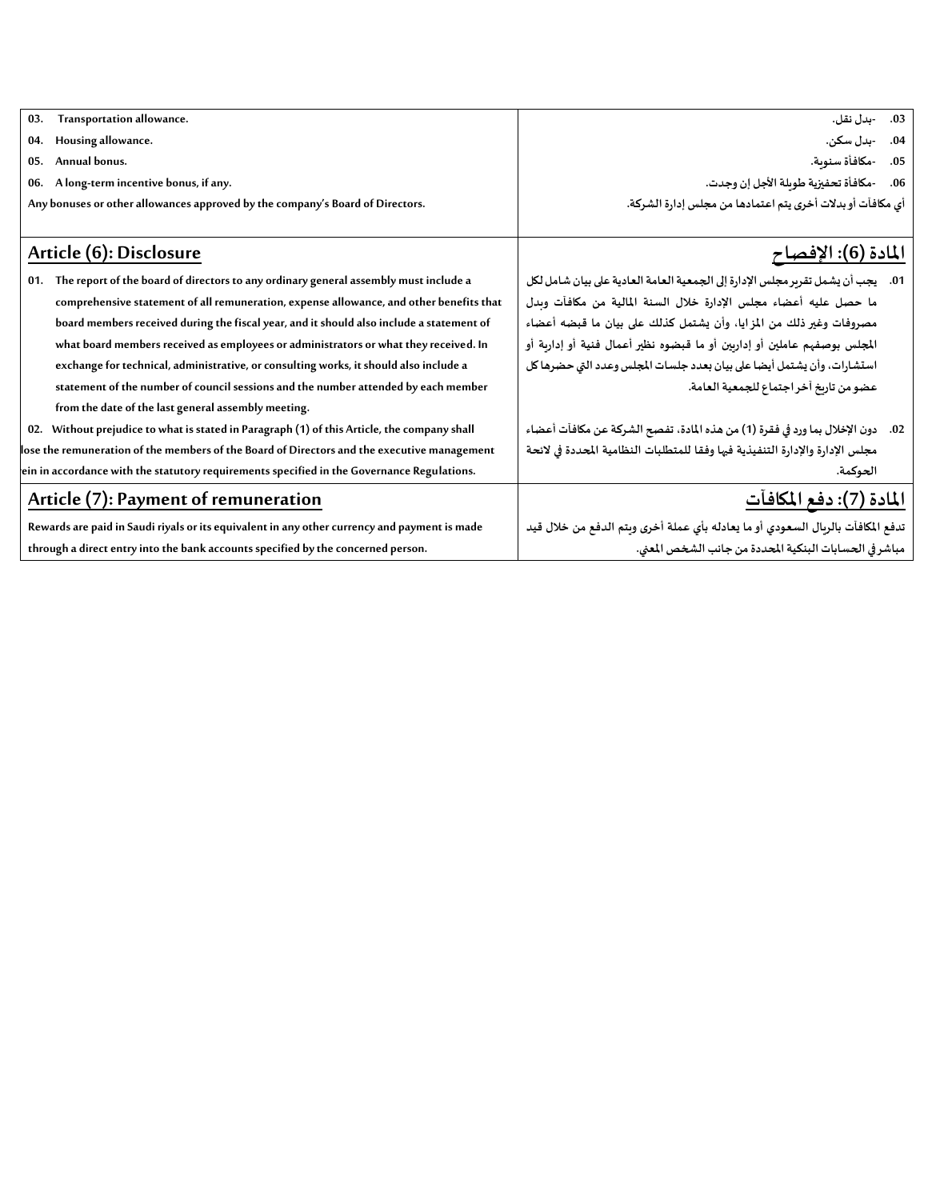| | |
|---|---|
| 03. Transportation allowance. | 03. -بدل نقل. |
| 04. Housing allowance. | 04. -بدل سكن. |
| 05. Annual bonus. | 05. -مكافأة سنوية. |
| 06. A long-term incentive bonus, if any. | 06. -مكافأة تحفيزية طويلة الأجل إن وجدت. |
| Any bonuses or other allowances approved by the company's Board of Directors. | أي مكافآت أو بدلات أخرى يتم اعتمادها من مجلس إدارة الشركة. |
| **Article (6): Disclosure** | **المادة (6): الإفصاح** |
| 01. The report of the board of directors to any ordinary general assembly must include a comprehensive statement of all remuneration, expense allowance, and other benefits that board members received during the fiscal year, and it should also include a statement of what board members received as employees or administrators or what they received. In exchange for technical, administrative, or consulting works, it should also include a statement of the number of council sessions and the number attended by each member from the date of the last general assembly meeting. | 01. يجب أن يشمل تقرير مجلس الإدارة إلى الجمعية العامة العادية على بيان شامل لكل ما حصل عليه أعضاء مجلس الإدارة خلال السنة المالية من مكافآت وبدل مصروفات وغير ذلك من المزايا، وأن يشتمل كذلك على بيان ما قبضه أعضاء المجلس بوصفهم عاملين أو إداريين أو ما قبضوه نظير أعمال فنية أو إدارية أو استشارات، وأن يشتمل أيضا على بيان بعدد جلسات المجلس وعدد التي حضرها كل عضو من تاريخ آخر اجتماع للجمعية العامة. |
| 02. Without prejudice to what is stated in Paragraph (1) of this Article, the company shall lose the remuneration of the members of the Board of Directors and the executive management ein in accordance with the statutory requirements specified in the Governance Regulations. | 02. دون الإخلال بما ورد في فقرة (1) من هذه المادة، تفصح الشركة عن مكافآت أعضاء مجلس الإدارة والإدارة التنفيذية فيها وفقا للمتطلبات النظامية المحددة في لائحة الحوكمة. |
| **Article (7): Payment of remuneration** | **المادة (7): دفع المكافآت** |
| Rewards are paid in Saudi riyals or its equivalent in any other currency and payment is made through a direct entry into the bank accounts specified by the concerned person. | تدفع المكافآت بالريال السعودي أو ما يعادله بأي عملة أخرى ويتم الدفع من خلال قيد مباشر في الحسابات البنكية المحددة من جانب الشخص المعني. |